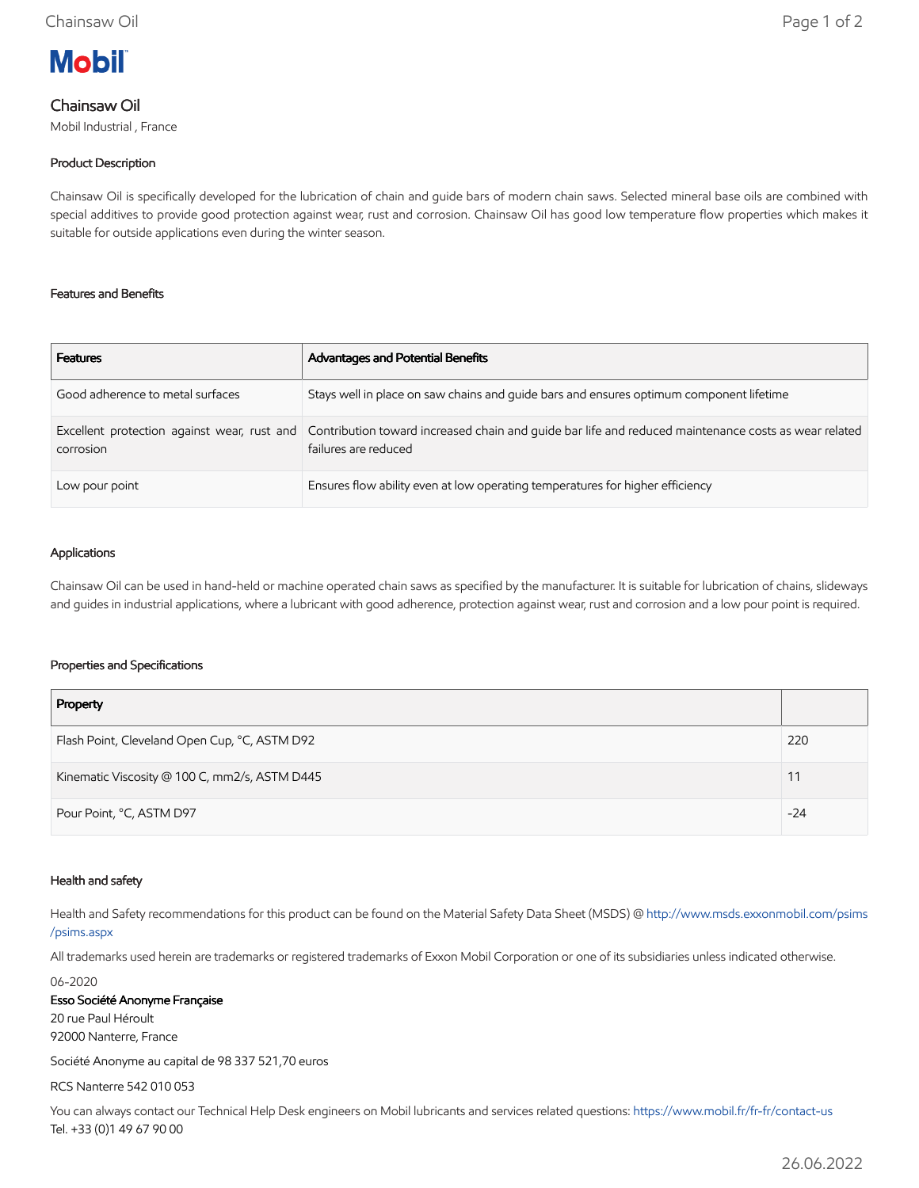Mobil

# Chainsaw Oil

Mobil Industrial , France

## Product Description

Chainsaw Oil is specifically developed for the lubrication of chain and guide bars of modern chain saws. Selected mineral base oils are combined with special additives to provide good protection against wear, rust and corrosion. Chainsaw Oil has good low temperature flow properties which makes it suitable for outside applications even during the winter season.

## Features and Benefits

| Features | Advantages and Potential Benefits |
| --- | --- |
| Good adherence to metal surfaces | Stays well in place on saw chains and guide bars and ensures optimum component lifetime |
| Excellent protection against wear, rust and corrosion | Contribution toward increased chain and guide bar life and reduced maintenance costs as wear related failures are reduced |
| Low pour point | Ensures flow ability even at low operating temperatures for higher efficiency |

## Applications

Chainsaw Oil can be used in hand-held or machine operated chain saws as specified by the manufacturer. It is suitable for lubrication of chains, slideways and guides in industrial applications, where a lubricant with good adherence, protection against wear, rust and corrosion and a low pour point is required.

## Properties and Specifications

| Property | |
| --- | --- |
| Flash Point, Cleveland Open Cup, °C, ASTM D92 | 220 |
| Kinematic Viscosity @ 100 C, mm2/s, ASTM D445 | 11 |
| Pour Point, °C, ASTM D97 | -24 |

## Health and safety

Health and Safety recommendations for this product can be found on the Material Safety Data Sheet (MSDS) @ http://www.msds.exxonmobil.com/psims/psims.aspx

All trademarks used herein are trademarks or registered trademarks of Exxon Mobil Corporation or one of its subsidiaries unless indicated otherwise.

06-2020

Esso Société Anonyme Française
20 rue Paul Héroult
92000 Nanterre, France

Société Anonyme au capital de 98 337 521,70 euros

RCS Nanterre 542 010 053

You can always contact our Technical Help Desk engineers on Mobil lubricants and services related questions: https://www.mobil.fr/fr-fr/contact-us
Tel. +33 (0)1 49 67 90 00

26.06.2022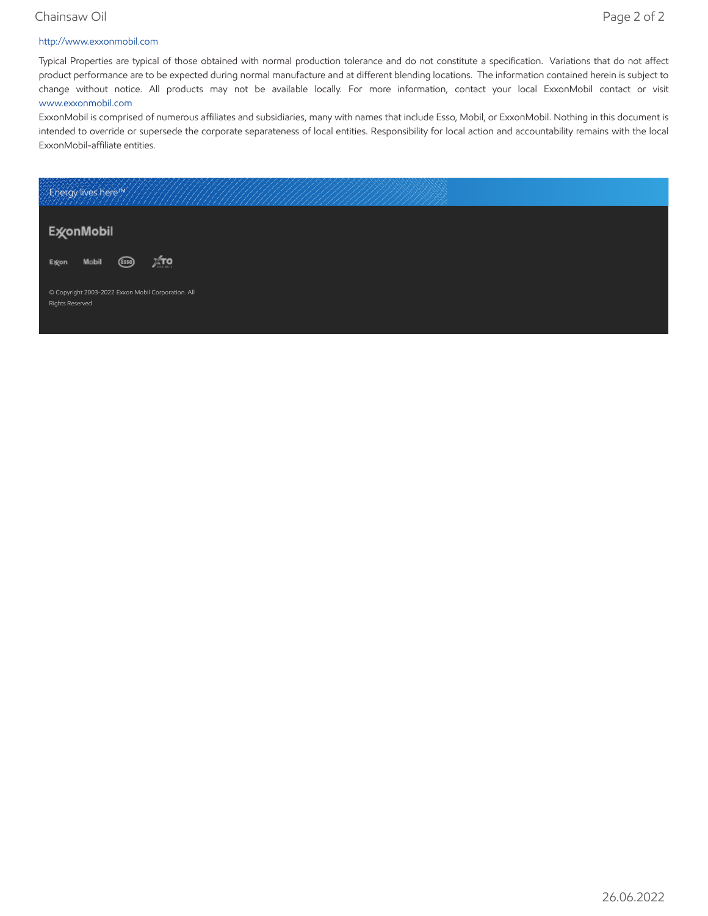http://www.exxonmobil.com

Typical Properties are typical of those obtained with normal production tolerance and do not constitute a specification. Variations that do not affect product performance are to be expected during normal manufacture and at different blending locations. The information contained herein is subject to change without notice. All products may not be available locally. For more information, contact your local ExxonMobil contact or visit www.exxonmobil.com

ExxonMobil is comprised of numerous affiliates and subsidiaries, many with names that include Esso, Mobil, or ExxonMobil. Nothing in this document is intended to override or supersede the corporate separateness of local entities. Responsibility for local action and accountability remains with the local ExxonMobil-affiliate entities.

Energy lives here™

ExxonMobil

Exxon Mobil Esso XTO

© Copyright 2003-2022 Exxon Mobil Corporation. All Rights Reserved

26.06.2022